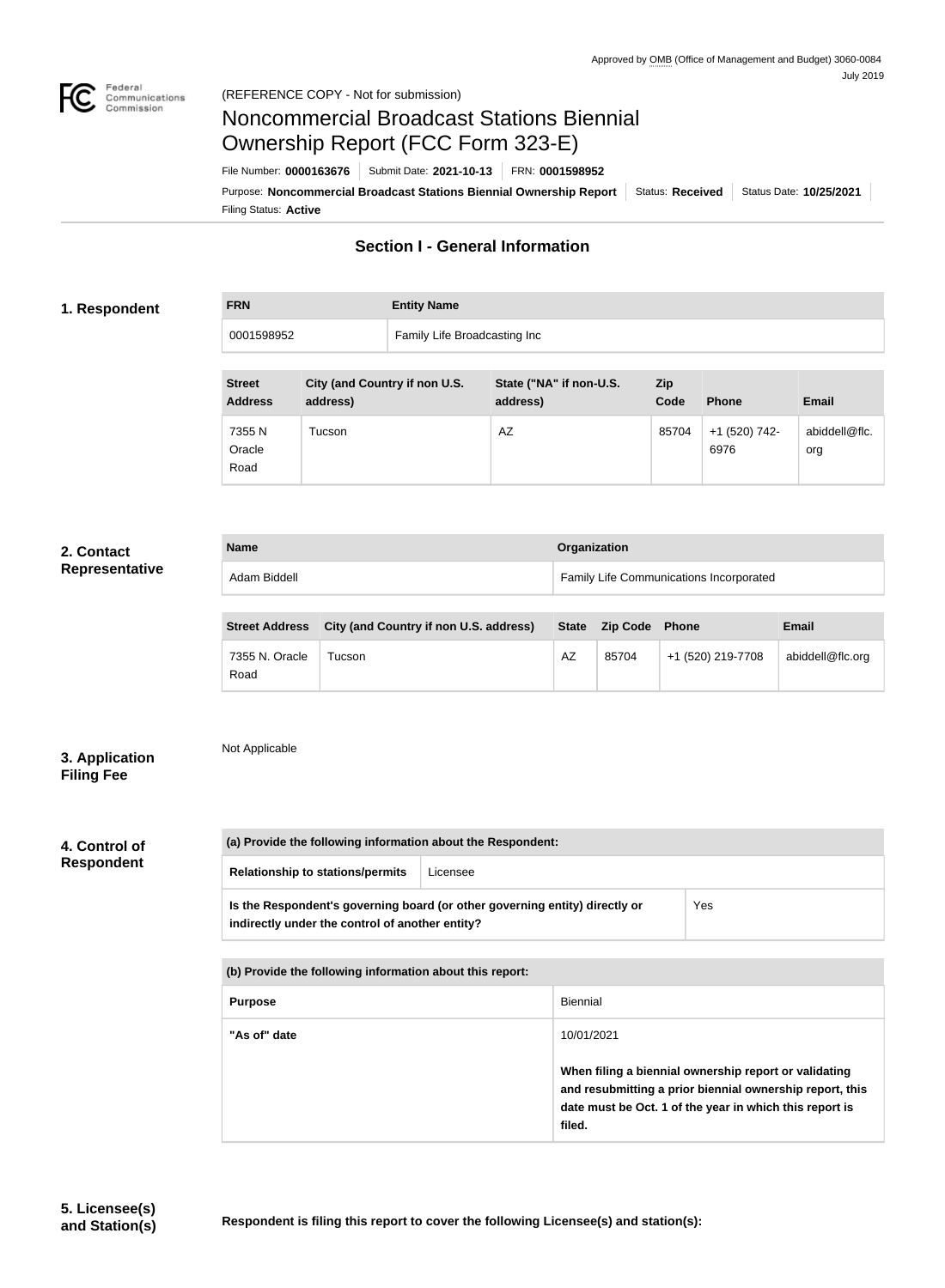Approved by OMB (Office of Management and Budget) 3060-0084
July 2019

(REFERENCE COPY - Not for submission)

# Noncommercial Broadcast Stations Biennial Ownership Report (FCC Form 323-E)

File Number: **0000163676** | Submit Date: **2021-10-13** | FRN: **0001598952**

Purpose: **Noncommercial Broadcast Stations Biennial Ownership Report** | Status: **Received** | Status Date: **10/25/2021**

Filing Status: **Active**

## Section I - General Information

### 1. Respondent

| FRN | Entity Name |
|---|---|
| 0001598952 | Family Life Broadcasting Inc |

| Street Address | City (and Country if non U.S. address) | State ("NA" if non-U.S. address) | Zip Code | Phone | Email |
|---|---|---|---|---|---|
| 7355 N Oracle Road | Tucson | AZ | 85704 | +1 (520) 742-6976 | abiddell@flc.org |

### 2. Contact Representative

| Name | Organization |
|---|---|
| Adam Biddell | Family Life Communications Incorporated |

| Street Address | City (and Country if non U.S. address) | State | Zip Code | Phone | Email |
|---|---|---|---|---|---|
| 7355 N. Oracle Road | Tucson | AZ | 85704 | +1 (520) 219-7708 | abiddell@flc.org |

### 3. Application Filing Fee

Not Applicable

### 4. Control of Respondent

| (a) Provide the following information about the Respondent: | |
|---|---|
| Relationship to stations/permits | Licensee |
| Is the Respondent's governing board (or other governing entity) directly or indirectly under the control of another entity? | Yes |

| (b) Provide the following information about this report: | |
|---|---|
| Purpose | Biennial |
| "As of" date | 10/01/2021<br>**When filing a biennial ownership report or validating and resubmitting a prior biennial ownership report, this date must be Oct. 1 of the year in which this report is filed.** |

### 5. Licensee(s) and Station(s)

**Respondent is filing this report to cover the following Licensee(s) and station(s):**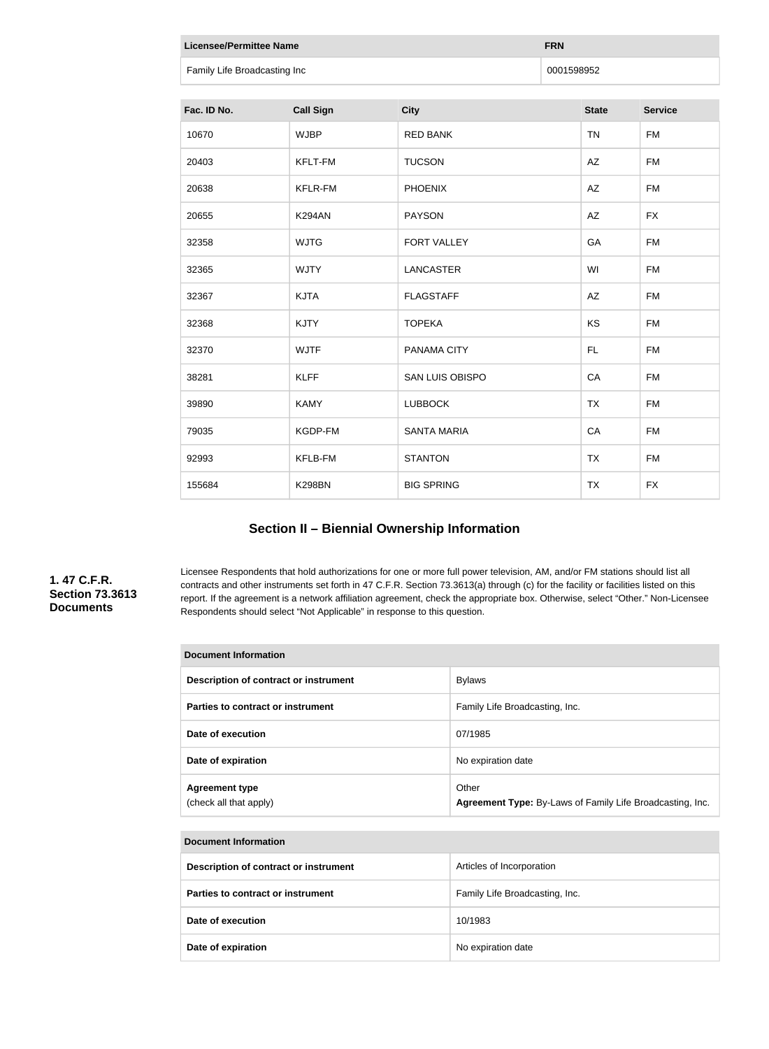| Licensee/Permittee Name | FRN |
| --- | --- |
| Family Life Broadcasting Inc | 0001598952 |

| Fac. ID No. | Call Sign | City | State | Service |
| --- | --- | --- | --- | --- |
| 10670 | WJBP | RED BANK | TN | FM |
| 20403 | KFLT-FM | TUCSON | AZ | FM |
| 20638 | KFLR-FM | PHOENIX | AZ | FM |
| 20655 | K294AN | PAYSON | AZ | FX |
| 32358 | WJTG | FORT VALLEY | GA | FM |
| 32365 | WJTY | LANCASTER | WI | FM |
| 32367 | KJTA | FLAGSTAFF | AZ | FM |
| 32368 | KJTY | TOPEKA | KS | FM |
| 32370 | WJTF | PANAMA CITY | FL | FM |
| 38281 | KLFF | SAN LUIS OBISPO | CA | FM |
| 39890 | KAMY | LUBBOCK | TX | FM |
| 79035 | KGDP-FM | SANTA MARIA | CA | FM |
| 92993 | KFLB-FM | STANTON | TX | FM |
| 155684 | K298BN | BIG SPRING | TX | FX |

## Section II – Biennial Ownership Information

**1. 47 C.F.R. Section 73.3613 Documents**

Licensee Respondents that hold authorizations for one or more full power television, AM, and/or FM stations should list all contracts and other instruments set forth in 47 C.F.R. Section 73.3613(a) through (c) for the facility or facilities listed on this report. If the agreement is a network affiliation agreement, check the appropriate box. Otherwise, select "Other." Non-Licensee Respondents should select "Not Applicable" in response to this question.

| Document Information | |
| --- | --- |
| **Description of contract or instrument** | Bylaws |
| **Parties to contract or instrument** | Family Life Broadcasting, Inc. |
| **Date of execution** | 07/1985 |
| **Date of expiration** | No expiration date |
| **Agreement type** (check all that apply) | Other **Agreement Type:** By-Laws of Family Life Broadcasting, Inc. |

| Document Information | |
| --- | --- |
| **Description of contract or instrument** | Articles of Incorporation |
| **Parties to contract or instrument** | Family Life Broadcasting, Inc. |
| **Date of execution** | 10/1983 |
| **Date of expiration** | No expiration date |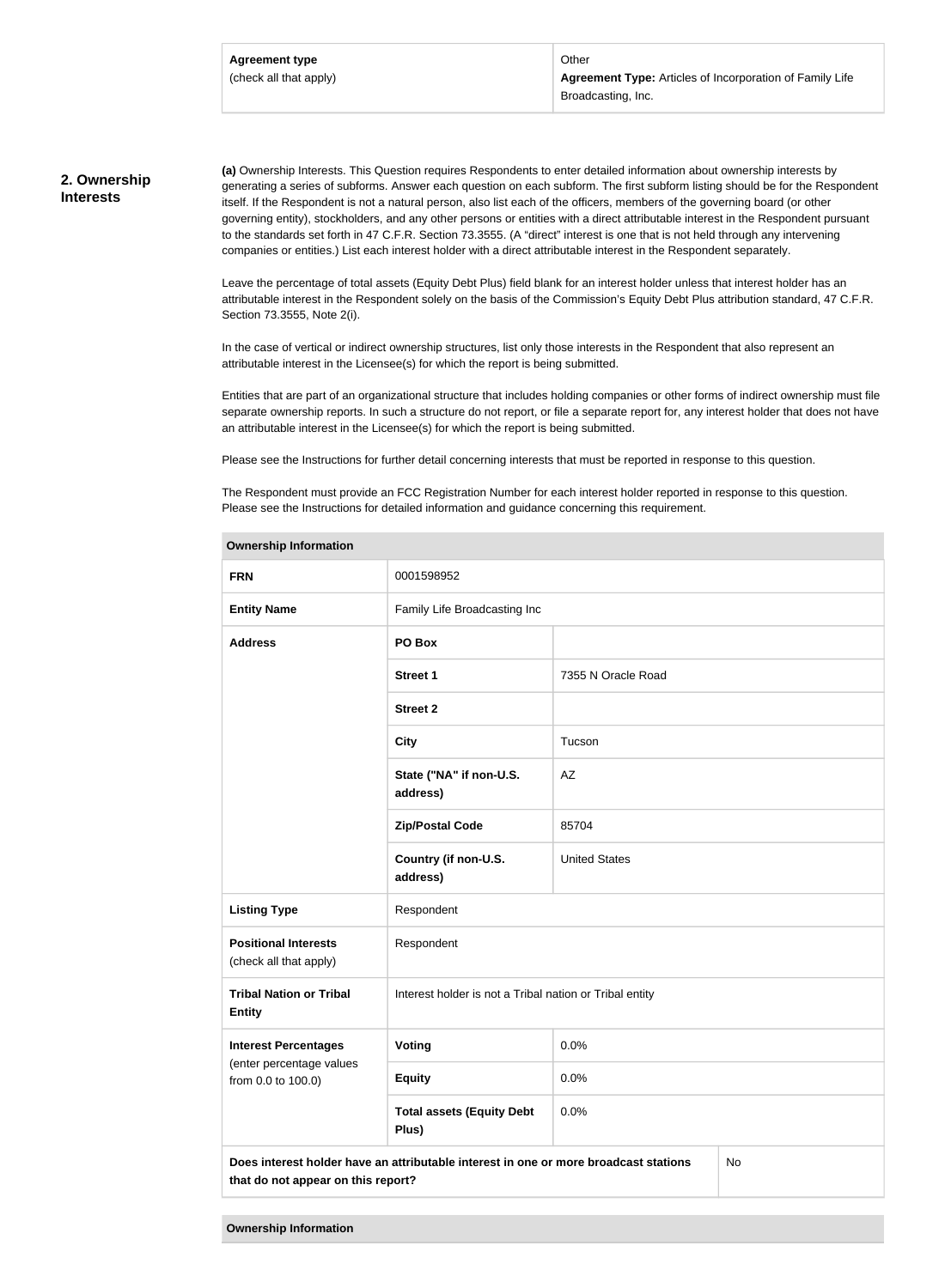| Agreement type (check all that apply) | Other **Agreement Type:** Articles of Incorporation of Family Life Broadcasting, Inc. |
|---|---|

## 2. Ownership Interests

**(a)** Ownership Interests. This Question requires Respondents to enter detailed information about ownership interests by generating a series of subforms. Answer each question on each subform. The first subform listing should be for the Respondent itself. If the Respondent is not a natural person, also list each of the officers, members of the governing board (or other governing entity), stockholders, and any other persons or entities with a direct attributable interest in the Respondent pursuant to the standards set forth in 47 C.F.R. Section 73.3555. (A "direct" interest is one that is not held through any intervening companies or entities.) List each interest holder with a direct attributable interest in the Respondent separately.

Leave the percentage of total assets (Equity Debt Plus) field blank for an interest holder unless that interest holder has an attributable interest in the Respondent solely on the basis of the Commission's Equity Debt Plus attribution standard, 47 C.F.R. Section 73.3555, Note 2(i).

In the case of vertical or indirect ownership structures, list only those interests in the Respondent that also represent an attributable interest in the Licensee(s) for which the report is being submitted.

Entities that are part of an organizational structure that includes holding companies or other forms of indirect ownership must file separate ownership reports. In such a structure do not report, or file a separate report for, any interest holder that does not have an attributable interest in the Licensee(s) for which the report is being submitted.

Please see the Instructions for further detail concerning interests that must be reported in response to this question.

The Respondent must provide an FCC Registration Number for each interest holder reported in response to this question. Please see the Instructions for detailed information and guidance concerning this requirement.

| Ownership Information | | |
|---|---|---|
| **FRN** | 0001598952 | |
| **Entity Name** | Family Life Broadcasting Inc | |
| **Address** | **PO Box** | |
| | **Street 1** | 7355 N Oracle Road |
| | **Street 2** | |
| | **City** | Tucson |
| | **State ("NA" if non-U.S. address)** | AZ |
| | **Zip/Postal Code** | 85704 |
| | **Country (if non-U.S. address)** | United States |
| **Listing Type** | Respondent | |
| **Positional Interests** (check all that apply) | Respondent | |
| **Tribal Nation or Tribal Entity** | Interest holder is not a Tribal nation or Tribal entity | |
| **Interest Percentages** (enter percentage values from 0.0 to 100.0) | **Voting** | 0.0% |
| | **Equity** | 0.0% |
| | **Total assets (Equity Debt Plus)** | 0.0% |
| **Does interest holder have an attributable interest in one or more broadcast stations that do not appear on this report?** | | No |

| Ownership Information |
|---|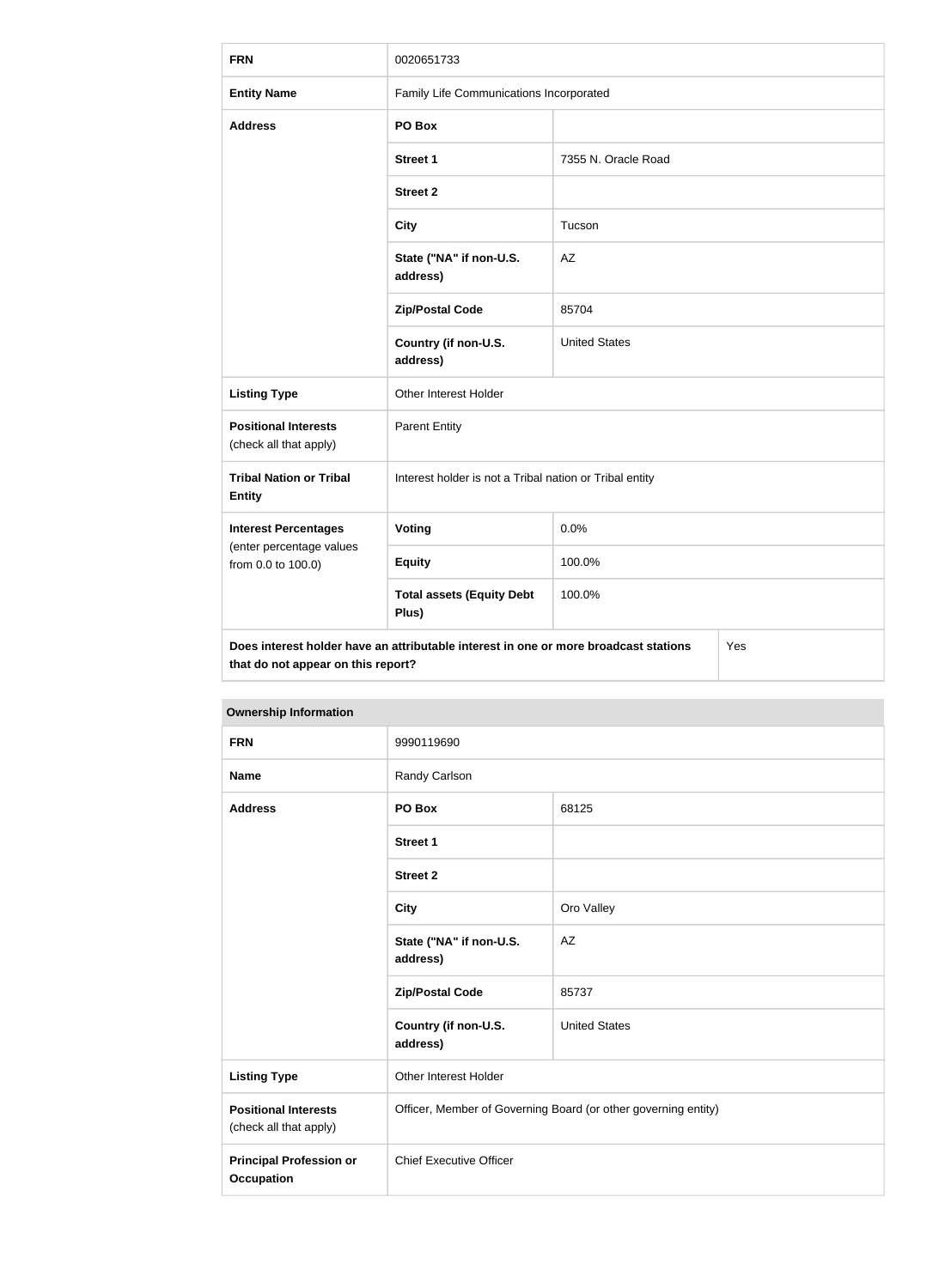| FRN | 0020651733 | |
|---|---|---|
| **Entity Name** | Family Life Communications Incorporated | |
| **Address** | **PO Box** | |
| | **Street 1** | 7355 N. Oracle Road |
| | **Street 2** | |
| | **City** | Tucson |
| | **State ("NA" if non-U.S. address)** | AZ |
| | **Zip/Postal Code** | 85704 |
| | **Country (if non-U.S. address)** | United States |
| **Listing Type** | Other Interest Holder | |
| **Positional Interests** (check all that apply) | Parent Entity | |
| **Tribal Nation or Tribal Entity** | Interest holder is not a Tribal nation or Tribal entity | |
| **Interest Percentages** (enter percentage values from 0.0 to 100.0) | **Voting** | 0.0% |
| | **Equity** | 100.0% |
| | **Total assets (Equity Debt Plus)** | 100.0% |
| **Does interest holder have an attributable interest in one or more broadcast stations that do not appear on this report?** | | Yes |

**Ownership Information**

| FRN | 9990119690 | |
|---|---|---|
| **Name** | Randy Carlson | |
| **Address** | **PO Box** | 68125 |
| | **Street 1** | |
| | **Street 2** | |
| | **City** | Oro Valley |
| | **State ("NA" if non-U.S. address)** | AZ |
| | **Zip/Postal Code** | 85737 |
| | **Country (if non-U.S. address)** | United States |
| **Listing Type** | Other Interest Holder | |
| **Positional Interests** (check all that apply) | Officer, Member of Governing Board (or other governing entity) | |
| **Principal Profession or Occupation** | Chief Executive Officer | |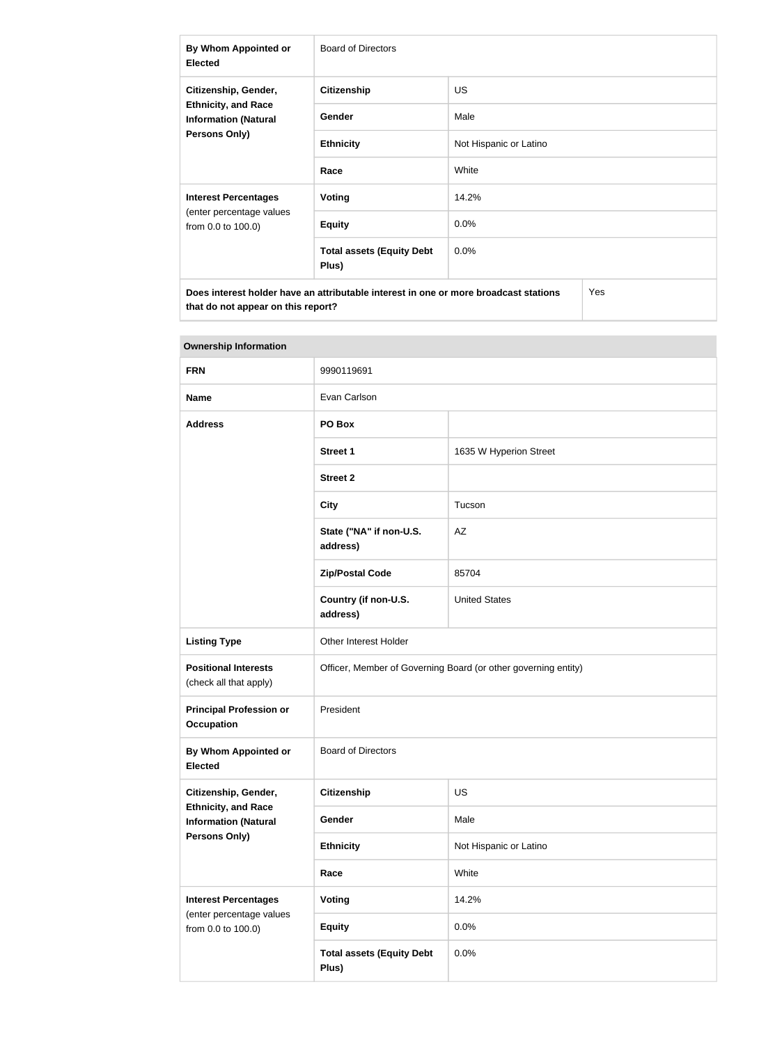| | | |
|---|---|---|
| **By Whom Appointed or Elected** | Board of Directors | |
| **Citizenship, Gender, Ethnicity, and Race Information (Natural Persons Only)** | **Citizenship** | US |
| | **Gender** | Male |
| | **Ethnicity** | Not Hispanic or Latino |
| | **Race** | White |
| **Interest Percentages** (enter percentage values from 0.0 to 100.0) | **Voting** | 14.2% |
| | **Equity** | 0.0% |
| | **Total assets (Equity Debt Plus)** | 0.0% |
| **Does interest holder have an attributable interest in one or more broadcast stations that do not appear on this report?** | | Yes |

| **Ownership Information** | | |
|---|---|---|
| **FRN** | 9990119691 | |
| **Name** | Evan Carlson | |
| **Address** | **PO Box** | |
| | **Street 1** | 1635 W Hyperion Street |
| | **Street 2** | |
| | **City** | Tucson |
| | **State ("NA" if non-U.S. address)** | AZ |
| | **Zip/Postal Code** | 85704 |
| | **Country (if non-U.S. address)** | United States |
| **Listing Type** | Other Interest Holder | |
| **Positional Interests** (check all that apply) | Officer, Member of Governing Board (or other governing entity) | |
| **Principal Profession or Occupation** | President | |
| **By Whom Appointed or Elected** | Board of Directors | |
| **Citizenship, Gender, Ethnicity, and Race Information (Natural Persons Only)** | **Citizenship** | US |
| | **Gender** | Male |
| | **Ethnicity** | Not Hispanic or Latino |
| | **Race** | White |
| **Interest Percentages** (enter percentage values from 0.0 to 100.0) | **Voting** | 14.2% |
| | **Equity** | 0.0% |
| | **Total assets (Equity Debt Plus)** | 0.0% |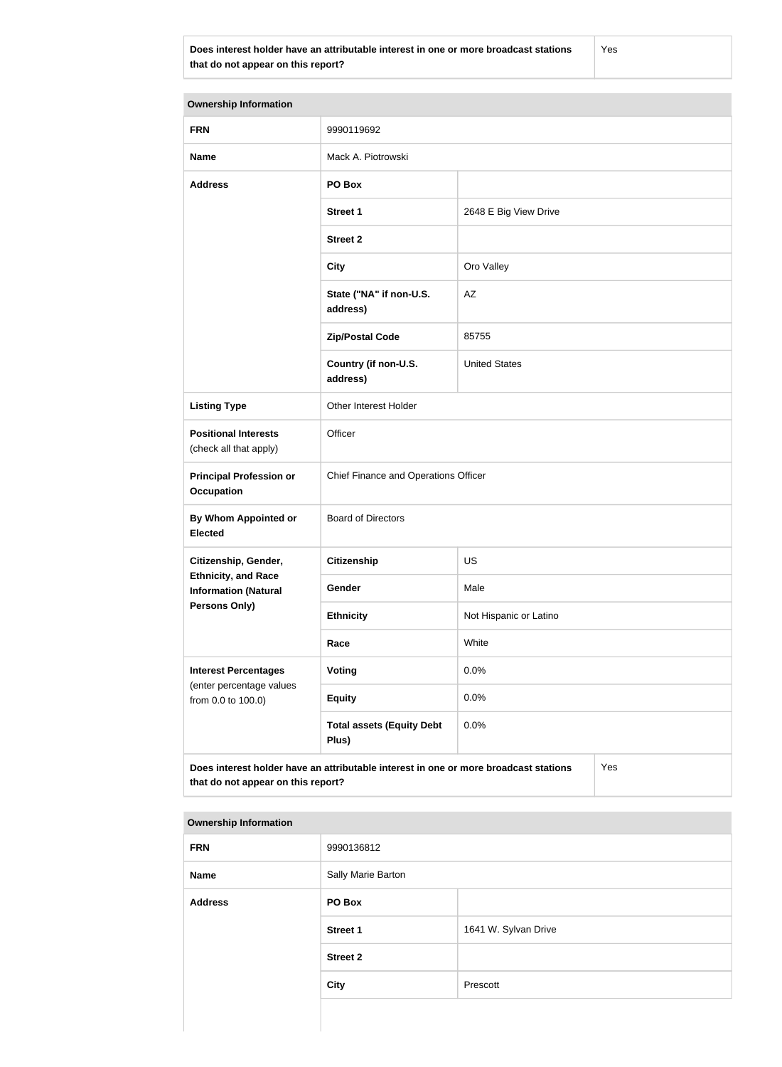| Does interest holder have an attributable interest in one or more broadcast stations that do not appear on this report? | Yes |
|---|---|

| Ownership Information | | |
|---|---|---|
| **FRN** | 9990119692 | |
| **Name** | Mack A. Piotrowski | |
| **Address** | **PO Box** | |
| | **Street 1** | 2648 E Big View Drive |
| | **Street 2** | |
| | **City** | Oro Valley |
| | **State ("NA" if non-U.S. address)** | AZ |
| | **Zip/Postal Code** | 85755 |
| | **Country (if non-U.S. address)** | United States |
| **Listing Type** | Other Interest Holder | |
| **Positional Interests** (check all that apply) | Officer | |
| **Principal Profession or Occupation** | Chief Finance and Operations Officer | |
| **By Whom Appointed or Elected** | Board of Directors | |
| **Citizenship, Gender, Ethnicity, and Race Information (Natural Persons Only)** | **Citizenship** | US |
| | **Gender** | Male |
| | **Ethnicity** | Not Hispanic or Latino |
| | **Race** | White |
| **Interest Percentages** (enter percentage values from 0.0 to 100.0) | **Voting** | 0.0% |
| | **Equity** | 0.0% |
| | **Total assets (Equity Debt Plus)** | 0.0% |
| **Does interest holder have an attributable interest in one or more broadcast stations that do not appear on this report?** | | Yes |

| Ownership Information | | |
|---|---|---|
| **FRN** | 9990136812 | |
| **Name** | Sally Marie Barton | |
| **Address** | **PO Box** | |
| | **Street 1** | 1641 W. Sylvan Drive |
| | **Street 2** | |
| | **City** | Prescott |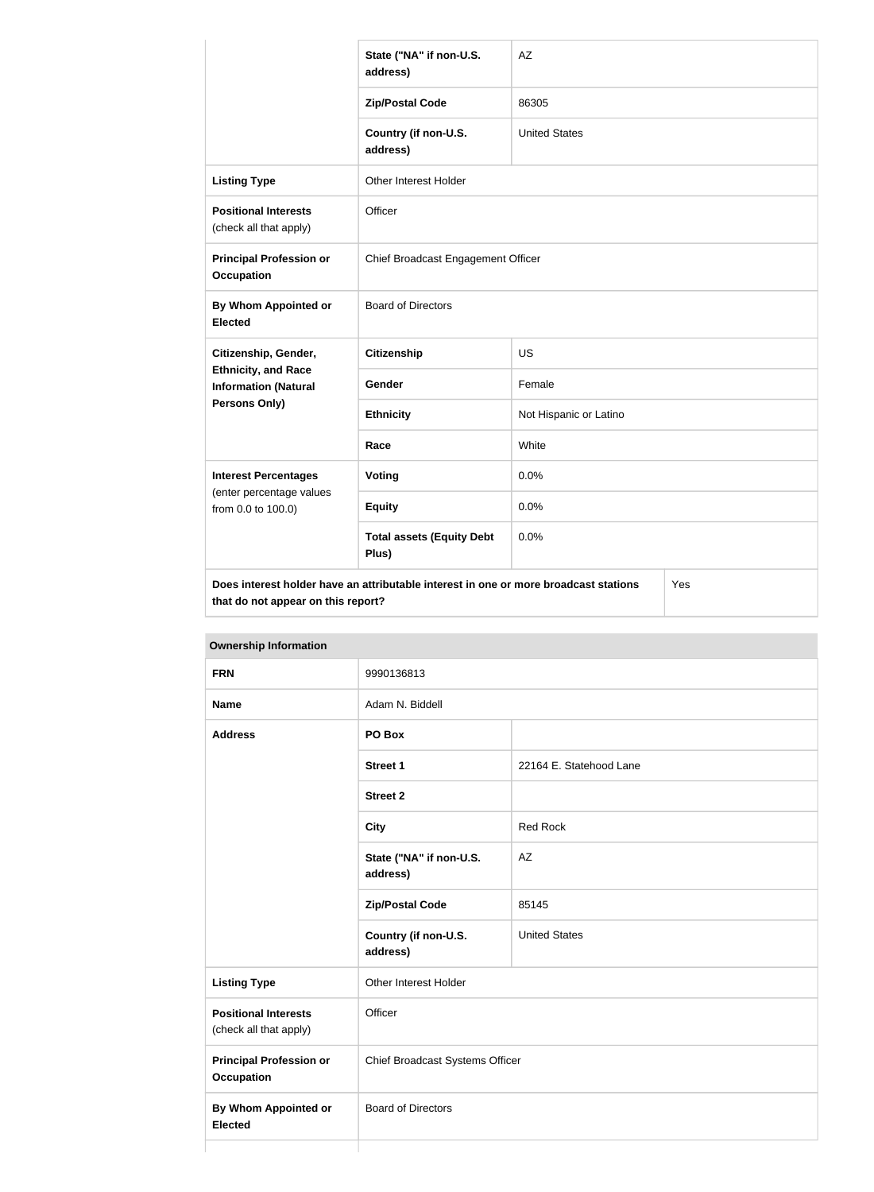| | | |
|---|---|---|
| | State ("NA" if non-U.S. address) | AZ |
| | Zip/Postal Code | 86305 |
| | Country (if non-U.S. address) | United States |
| **Listing Type** | Other Interest Holder | |
| **Positional Interests** (check all that apply) | Officer | |
| **Principal Profession or Occupation** | Chief Broadcast Engagement Officer | |
| **By Whom Appointed or Elected** | Board of Directors | |
| **Citizenship, Gender, Ethnicity, and Race Information (Natural Persons Only)** | **Citizenship** | US |
| | **Gender** | Female |
| | **Ethnicity** | Not Hispanic or Latino |
| | **Race** | White |
| **Interest Percentages** (enter percentage values from 0.0 to 100.0) | **Voting** | 0.0% |
| | **Equity** | 0.0% |
| | **Total assets (Equity Debt Plus)** | 0.0% |
| **Does interest holder have an attributable interest in one or more broadcast stations that do not appear on this report?** | | Yes |

| **Ownership Information** | | |
|---|---|---|
| **FRN** | 9990136813 | |
| **Name** | Adam N. Biddell | |
| **Address** | **PO Box** | |
| | **Street 1** | 22164 E. Statehood Lane |
| | **Street 2** | |
| | **City** | Red Rock |
| | **State ("NA" if non-U.S. address)** | AZ |
| | **Zip/Postal Code** | 85145 |
| | **Country (if non-U.S. address)** | United States |
| **Listing Type** | Other Interest Holder | |
| **Positional Interests** (check all that apply) | Officer | |
| **Principal Profession or Occupation** | Chief Broadcast Systems Officer | |
| **By Whom Appointed or Elected** | Board of Directors | |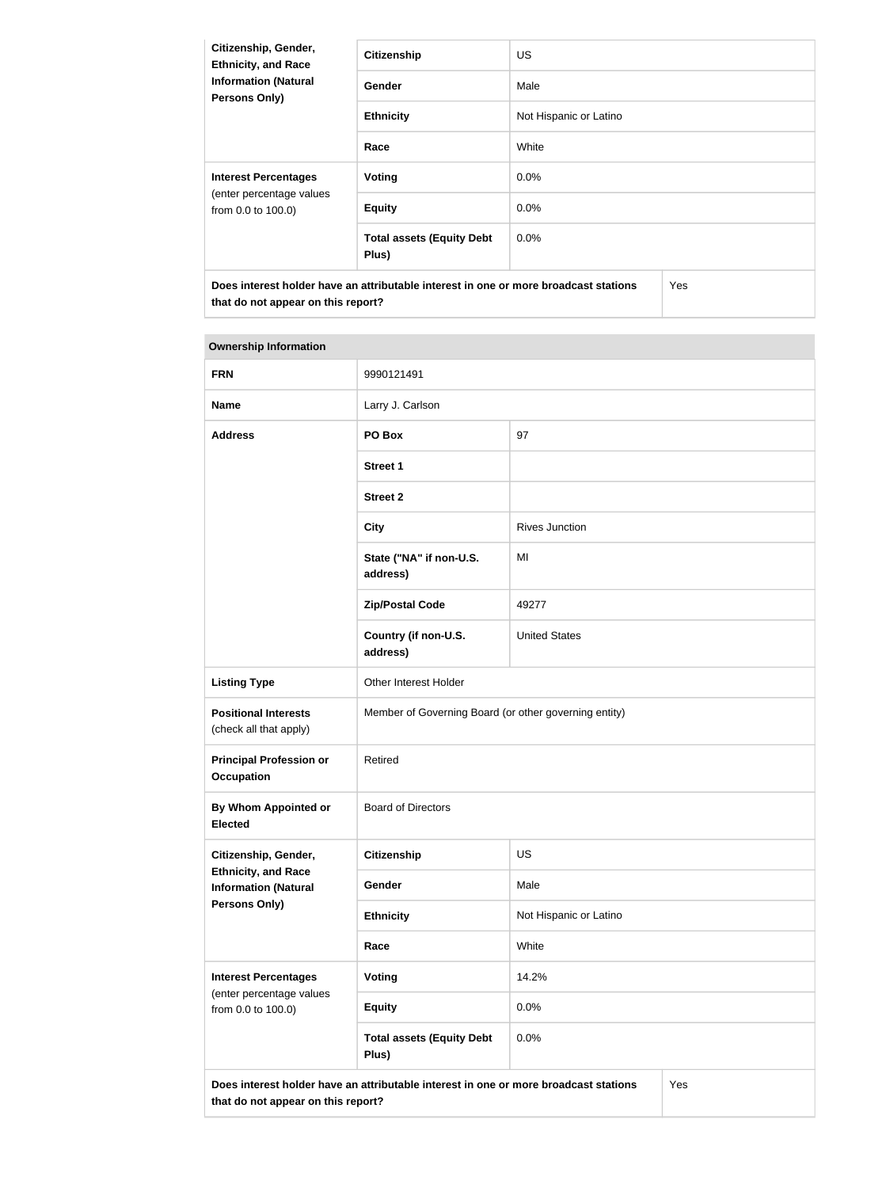| Citizenship, Gender, Ethnicity, and Race Information (Natural Persons Only) | Citizenship | US |
| --- | --- | --- |
| | Gender | Male |
| | Ethnicity | Not Hispanic or Latino |
| | Race | White |
| **Interest Percentages** (enter percentage values from 0.0 to 100.0) | Voting | 0.0% |
| | Equity | 0.0% |
| | Total assets (Equity Debt Plus) | 0.0% |
| **Does interest holder have an attributable interest in one or more broadcast stations that do not appear on this report?** | | Yes |

| Ownership Information | | |
| --- | --- | --- |
| **FRN** | 9990121491 | |
| **Name** | Larry J. Carlson | |
| **Address** | PO Box | 97 |
| | Street 1 | |
| | Street 2 | |
| | City | Rives Junction |
| | State ("NA" if non-U.S. address) | MI |
| | Zip/Postal Code | 49277 |
| | Country (if non-U.S. address) | United States |
| **Listing Type** | Other Interest Holder | |
| **Positional Interests** (check all that apply) | Member of Governing Board (or other governing entity) | |
| **Principal Profession or Occupation** | Retired | |
| **By Whom Appointed or Elected** | Board of Directors | |
| **Citizenship, Gender, Ethnicity, and Race Information (Natural Persons Only)** | Citizenship | US |
| | Gender | Male |
| | Ethnicity | Not Hispanic or Latino |
| | Race | White |
| **Interest Percentages** (enter percentage values from 0.0 to 100.0) | Voting | 14.2% |
| | Equity | 0.0% |
| | Total assets (Equity Debt Plus) | 0.0% |
| **Does interest holder have an attributable interest in one or more broadcast stations that do not appear on this report?** | | Yes |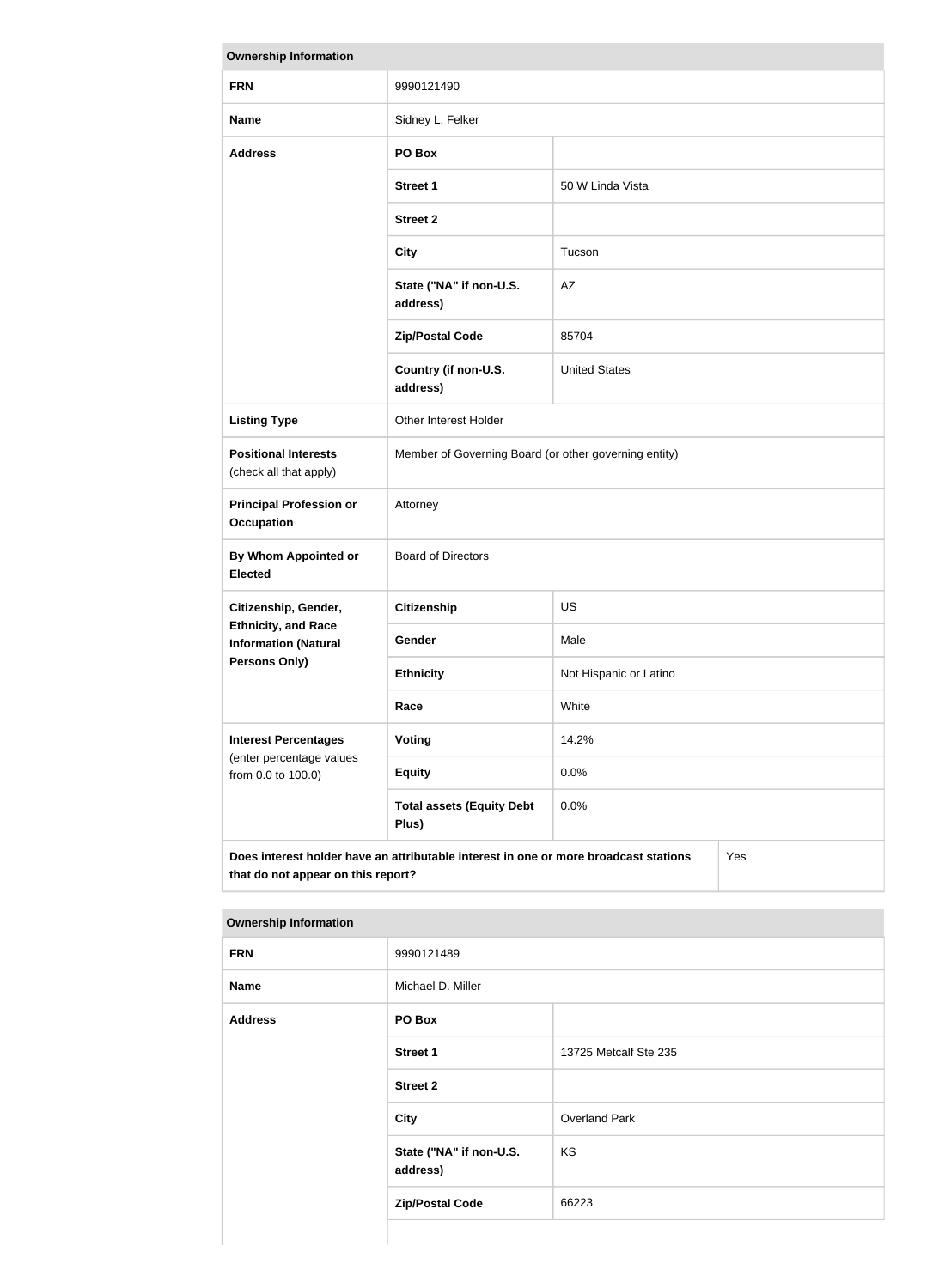| Ownership Information | | |
|---|---|---|
| **FRN** | 9990121490 | |
| **Name** | Sidney L. Felker | |
| **Address** | **PO Box** | |
| | **Street 1** | 50 W Linda Vista |
| | **Street 2** | |
| | **City** | Tucson |
| | **State ("NA" if non-U.S. address)** | AZ |
| | **Zip/Postal Code** | 85704 |
| | **Country (if non-U.S. address)** | United States |
| **Listing Type** | Other Interest Holder | |
| **Positional Interests** (check all that apply) | Member of Governing Board (or other governing entity) | |
| **Principal Profession or Occupation** | Attorney | |
| **By Whom Appointed or Elected** | Board of Directors | |
| **Citizenship, Gender, Ethnicity, and Race Information (Natural Persons Only)** | **Citizenship** | US |
| | **Gender** | Male |
| | **Ethnicity** | Not Hispanic or Latino |
| | **Race** | White |
| **Interest Percentages** (enter percentage values from 0.0 to 100.0) | **Voting** | 14.2% |
| | **Equity** | 0.0% |
| | **Total assets (Equity Debt Plus)** | 0.0% |
| **Does interest holder have an attributable interest in one or more broadcast stations that do not appear on this report?** | | Yes |

| Ownership Information | | |
|---|---|---|
| **FRN** | 9990121489 | |
| **Name** | Michael D. Miller | |
| **Address** | **PO Box** | |
| | **Street 1** | 13725 Metcalf Ste 235 |
| | **Street 2** | |
| | **City** | Overland Park |
| | **State ("NA" if non-U.S. address)** | KS |
| | **Zip/Postal Code** | 66223 |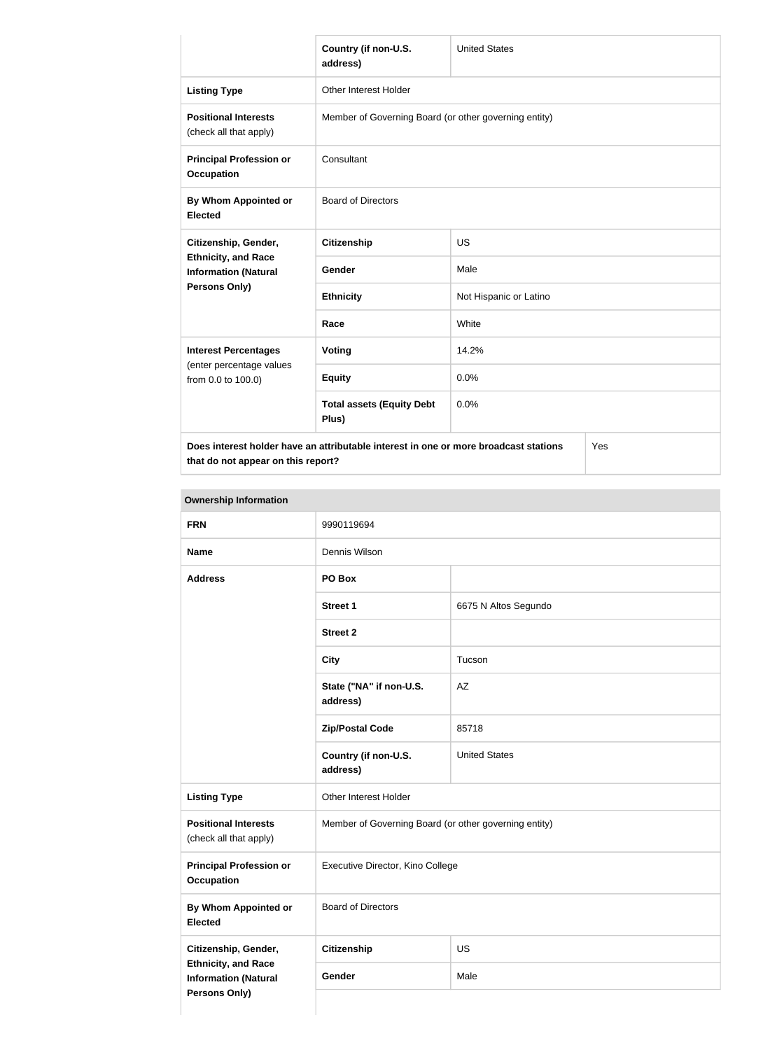| | | |
|---|---|---|
| | Country (if non-U.S. address) | United States |
| **Listing Type** | Other Interest Holder | |
| **Positional Interests** (check all that apply) | Member of Governing Board (or other governing entity) | |
| **Principal Profession or Occupation** | Consultant | |
| **By Whom Appointed or Elected** | Board of Directors | |
| **Citizenship, Gender, Ethnicity, and Race Information (Natural Persons Only)** | **Citizenship** | US |
| | **Gender** | Male |
| | **Ethnicity** | Not Hispanic or Latino |
| | **Race** | White |
| **Interest Percentages** (enter percentage values from 0.0 to 100.0) | **Voting** | 14.2% |
| | **Equity** | 0.0% |
| | **Total assets (Equity Debt Plus)** | 0.0% |
| **Does interest holder have an attributable interest in one or more broadcast stations that do not appear on this report?** | | Yes |

| **Ownership Information** | | |
|---|---|---|
| **FRN** | 9990119694 | |
| **Name** | Dennis Wilson | |
| **Address** | **PO Box** | |
| | **Street 1** | 6675 N Altos Segundo |
| | **Street 2** | |
| | **City** | Tucson |
| | **State ("NA" if non-U.S. address)** | AZ |
| | **Zip/Postal Code** | 85718 |
| | **Country (if non-U.S. address)** | United States |
| **Listing Type** | Other Interest Holder | |
| **Positional Interests** (check all that apply) | Member of Governing Board (or other governing entity) | |
| **Principal Profession or Occupation** | Executive Director, Kino College | |
| **By Whom Appointed or Elected** | Board of Directors | |
| **Citizenship, Gender, Ethnicity, and Race Information (Natural Persons Only)** | **Citizenship** | US |
| | **Gender** | Male |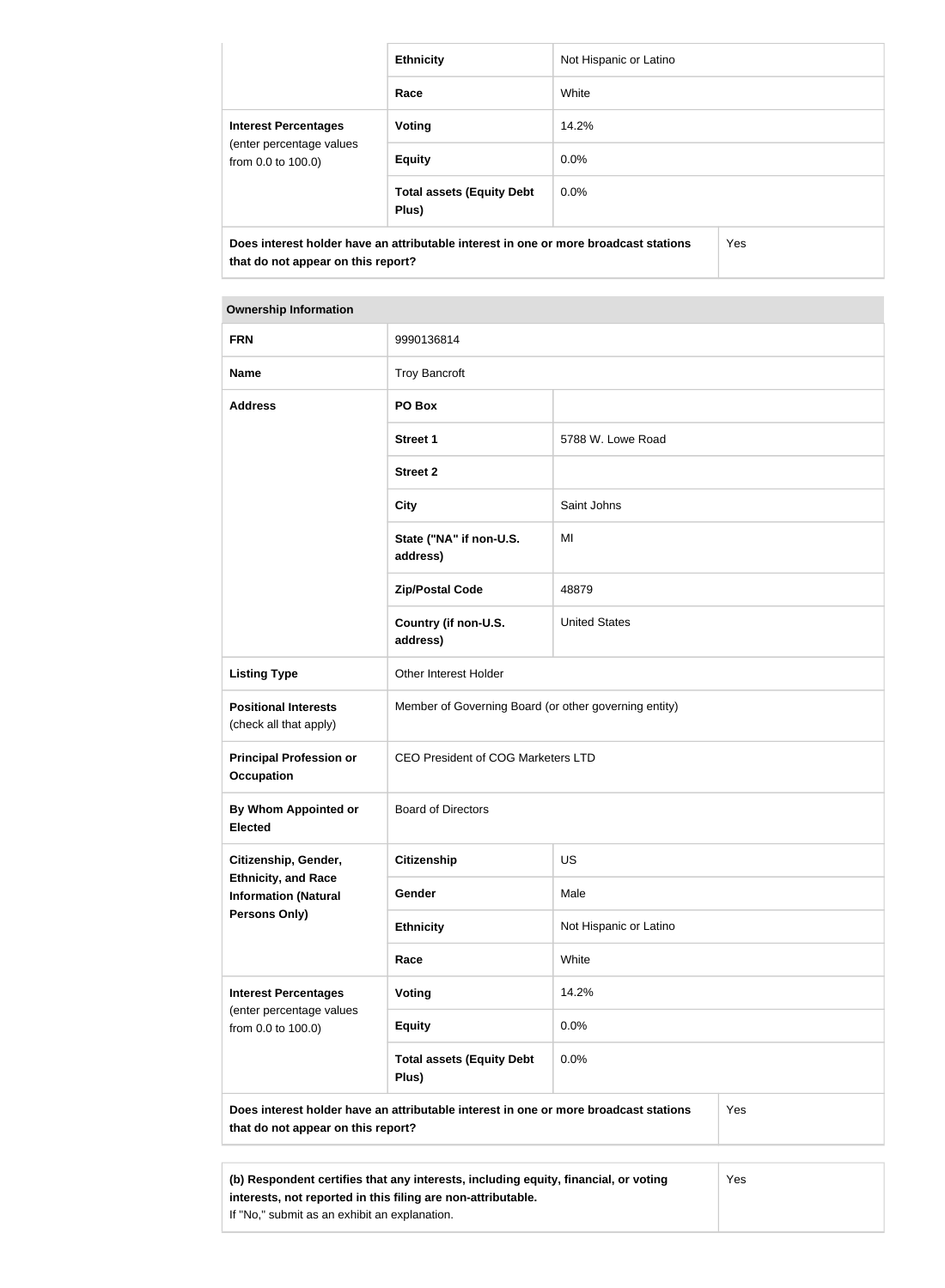| | | |
|---|---|---|
| | **Ethnicity** | Not Hispanic or Latino |
| | **Race** | White |
| **Interest Percentages** (enter percentage values from 0.0 to 100.0) | **Voting** | 14.2% |
| | **Equity** | 0.0% |
| | **Total assets (Equity Debt Plus)** | 0.0% |
| **Does interest holder have an attributable interest in one or more broadcast stations that do not appear on this report?** | | Yes |

| **Ownership Information** | | |
|---|---|---|
| **FRN** | 9990136814 | |
| **Name** | Troy Bancroft | |
| **Address** | **PO Box** | |
| | **Street 1** | 5788 W. Lowe Road |
| | **Street 2** | |
| | **City** | Saint Johns |
| | **State ("NA" if non-U.S. address)** | MI |
| | **Zip/Postal Code** | 48879 |
| | **Country (if non-U.S. address)** | United States |
| **Listing Type** | Other Interest Holder | |
| **Positional Interests** (check all that apply) | Member of Governing Board (or other governing entity) | |
| **Principal Profession or Occupation** | CEO President of COG Marketers LTD | |
| **By Whom Appointed or Elected** | Board of Directors | |
| **Citizenship, Gender, Ethnicity, and Race Information (Natural Persons Only)** | **Citizenship** | US |
| | **Gender** | Male |
| | **Ethnicity** | Not Hispanic or Latino |
| | **Race** | White |
| **Interest Percentages** (enter percentage values from 0.0 to 100.0) | **Voting** | 14.2% |
| | **Equity** | 0.0% |
| | **Total assets (Equity Debt Plus)** | 0.0% |
| **Does interest holder have an attributable interest in one or more broadcast stations that do not appear on this report?** | | Yes |

| | |
|---|---|
| **(b) Respondent certifies that any interests, including equity, financial, or voting interests, not reported in this filing are non-attributable.** If "No," submit as an exhibit an explanation. | Yes |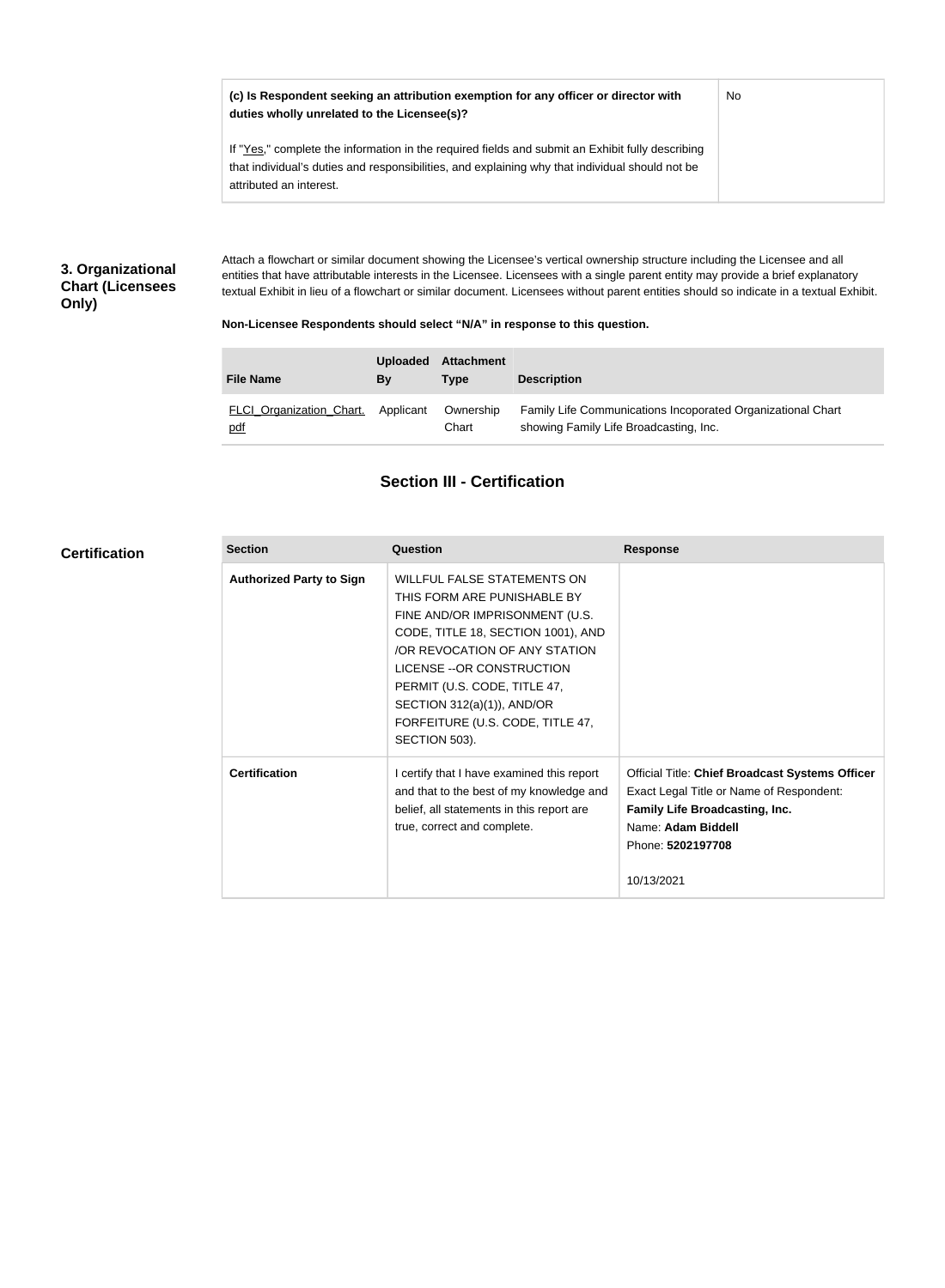| | |
|---|---|
| **(c) Is Respondent seeking an attribution exemption for any officer or director with duties wholly unrelated to the Licensee(s)?**<br><br>If "Yes," complete the information in the required fields and submit an Exhibit fully describing that individual's duties and responsibilities, and explaining why that individual should not be attributed an interest. | No |

**3. Organizational Chart (Licensees Only)**

Attach a flowchart or similar document showing the Licensee's vertical ownership structure including the Licensee and all entities that have attributable interests in the Licensee. Licensees with a single parent entity may provide a brief explanatory textual Exhibit in lieu of a flowchart or similar document. Licensees without parent entities should so indicate in a textual Exhibit.

**Non-Licensee Respondents should select "N/A" in response to this question.**

| File Name | Uploaded By | Attachment Type | Description |
|---|---|---|---|
| FLCI_Organization_Chart.pdf | Applicant | Ownership Chart | Family Life Communications Incoporated Organizational Chart showing Family Life Broadcasting, Inc. |

## Section III - Certification

**Certification**

| Section | Question | Response |
|---|---|---|
| **Authorized Party to Sign** | WILLFUL FALSE STATEMENTS ON THIS FORM ARE PUNISHABLE BY FINE AND/OR IMPRISONMENT (U.S. CODE, TITLE 18, SECTION 1001), AND /OR REVOCATION OF ANY STATION LICENSE --OR CONSTRUCTION PERMIT (U.S. CODE, TITLE 47, SECTION 312(a)(1)), AND/OR FORFEITURE (U.S. CODE, TITLE 47, SECTION 503). | |
| **Certification** | I certify that I have examined this report and that to the best of my knowledge and belief, all statements in this report are true, correct and complete. | Official Title: **Chief Broadcast Systems Officer**<br>Exact Legal Title or Name of Respondent: **Family Life Broadcasting, Inc.**<br>Name: **Adam Biddell**<br>Phone: **5202197708**<br><br>10/13/2021 |